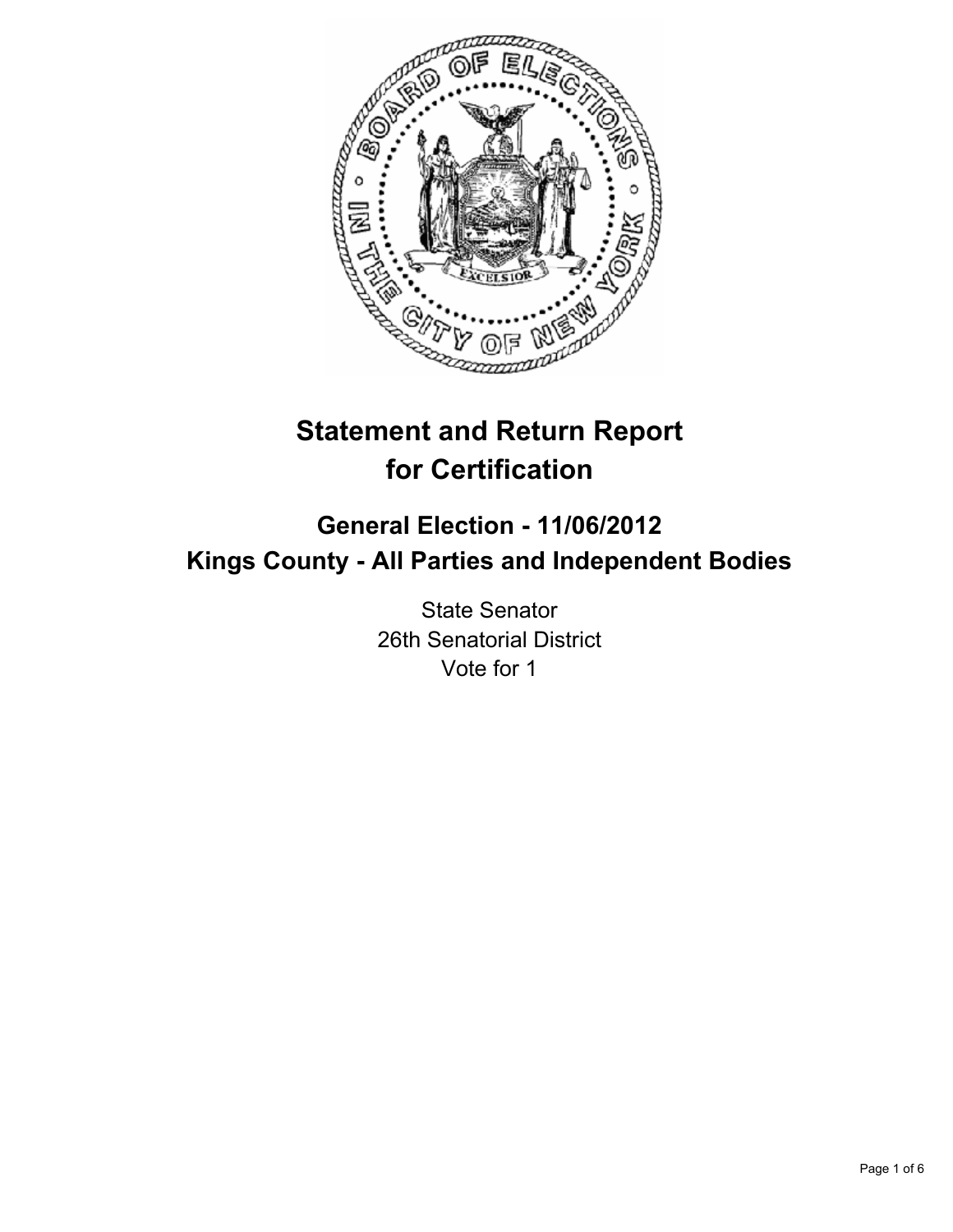# Statement and Return Report for Certification

## General Election - 11/06/2012
## Kings County - All Parties and Independent Bodies

State Senator
26th Senatorial District
Vote for 1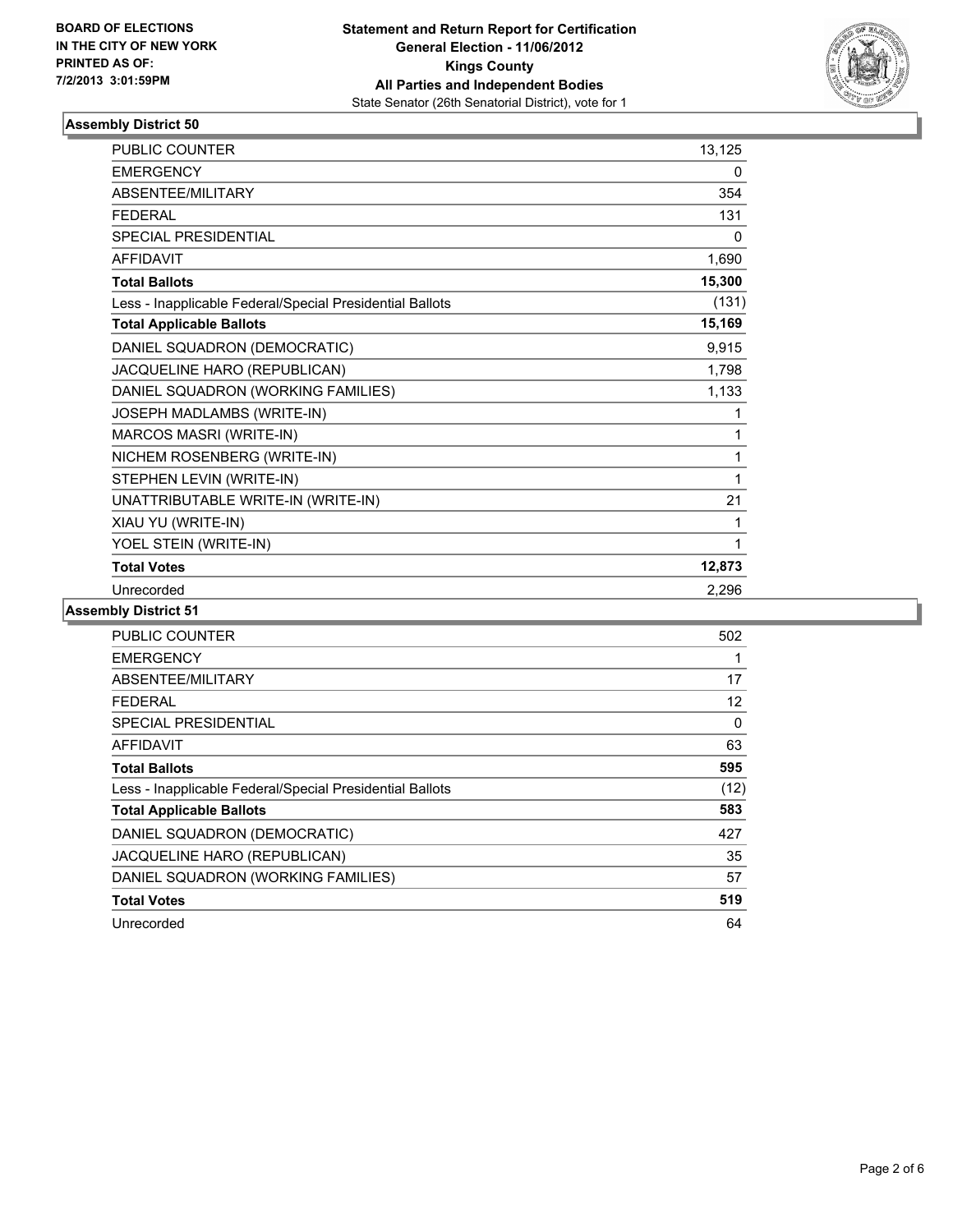**BOARD OF ELECTIONS IN THE CITY OF NEW YORK PRINTED AS OF: 7/2/2013 3:01:59PM**

**Statement and Return Report for Certification**
**General Election - 11/06/2012**
**Kings County**
**All Parties and Independent Bodies**
State Senator (26th Senatorial District), vote for 1

### Assembly District 50

| | |
|---|---|
| PUBLIC COUNTER | 13,125 |
| EMERGENCY | 0 |
| ABSENTEE/MILITARY | 354 |
| FEDERAL | 131 |
| SPECIAL PRESIDENTIAL | 0 |
| AFFIDAVIT | 1,690 |
| **Total Ballots** | **15,300** |
| Less - Inapplicable Federal/Special Presidential Ballots | (131) |
| **Total Applicable Ballots** | **15,169** |
| DANIEL SQUADRON (DEMOCRATIC) | 9,915 |
| JACQUELINE HARO (REPUBLICAN) | 1,798 |
| DANIEL SQUADRON (WORKING FAMILIES) | 1,133 |
| JOSEPH MADLAMBS (WRITE-IN) | 1 |
| MARCOS MASRI (WRITE-IN) | 1 |
| NICHEM ROSENBERG (WRITE-IN) | 1 |
| STEPHEN LEVIN (WRITE-IN) | 1 |
| UNATTRIBUTABLE WRITE-IN (WRITE-IN) | 21 |
| XIAU YU (WRITE-IN) | 1 |
| YOEL STEIN (WRITE-IN) | 1 |
| **Total Votes** | **12,873** |
| Unrecorded | 2,296 |

### Assembly District 51

| | |
|---|---|
| PUBLIC COUNTER | 502 |
| EMERGENCY | 1 |
| ABSENTEE/MILITARY | 17 |
| FEDERAL | 12 |
| SPECIAL PRESIDENTIAL | 0 |
| AFFIDAVIT | 63 |
| **Total Ballots** | **595** |
| Less - Inapplicable Federal/Special Presidential Ballots | (12) |
| **Total Applicable Ballots** | **583** |
| DANIEL SQUADRON (DEMOCRATIC) | 427 |
| JACQUELINE HARO (REPUBLICAN) | 35 |
| DANIEL SQUADRON (WORKING FAMILIES) | 57 |
| **Total Votes** | **519** |
| Unrecorded | 64 |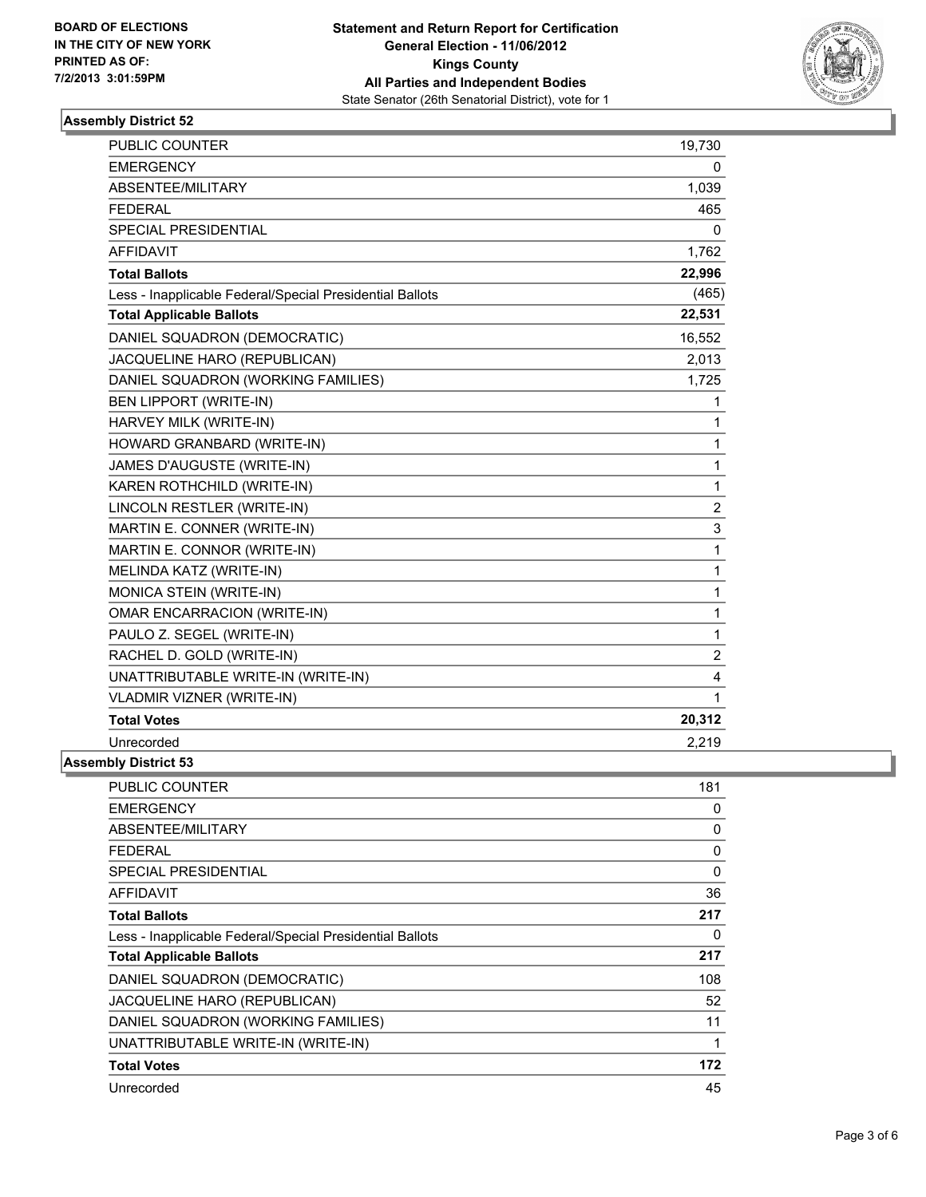BOARD OF ELECTIONS
IN THE CITY OF NEW YORK
PRINTED AS OF:
7/2/2013 3:01:59PM

**Statement and Return Report for Certification**
**General Election - 11/06/2012**
**Kings County**
**All Parties and Independent Bodies**
State Senator (26th Senatorial District), vote for 1

### Assembly District 52

| | |
|---|---|
| PUBLIC COUNTER | 19,730 |
| EMERGENCY | 0 |
| ABSENTEE/MILITARY | 1,039 |
| FEDERAL | 465 |
| SPECIAL PRESIDENTIAL | 0 |
| AFFIDAVIT | 1,762 |
| **Total Ballots** | **22,996** |
| Less - Inapplicable Federal/Special Presidential Ballots | (465) |
| **Total Applicable Ballots** | **22,531** |
| DANIEL SQUADRON (DEMOCRATIC) | 16,552 |
| JACQUELINE HARO (REPUBLICAN) | 2,013 |
| DANIEL SQUADRON (WORKING FAMILIES) | 1,725 |
| BEN LIPPORT (WRITE-IN) | 1 |
| HARVEY MILK (WRITE-IN) | 1 |
| HOWARD GRANBARD (WRITE-IN) | 1 |
| JAMES D'AUGUSTE (WRITE-IN) | 1 |
| KAREN ROTHCHILD (WRITE-IN) | 1 |
| LINCOLN RESTLER (WRITE-IN) | 2 |
| MARTIN E. CONNER (WRITE-IN) | 3 |
| MARTIN E. CONNOR (WRITE-IN) | 1 |
| MELINDA KATZ (WRITE-IN) | 1 |
| MONICA STEIN (WRITE-IN) | 1 |
| OMAR ENCARRACION (WRITE-IN) | 1 |
| PAULO Z. SEGEL (WRITE-IN) | 1 |
| RACHEL D. GOLD (WRITE-IN) | 2 |
| UNATTRIBUTABLE WRITE-IN (WRITE-IN) | 4 |
| VLADMIR VIZNER (WRITE-IN) | 1 |
| **Total Votes** | **20,312** |
| Unrecorded | 2,219 |

### Assembly District 53

| | |
|---|---|
| PUBLIC COUNTER | 181 |
| EMERGENCY | 0 |
| ABSENTEE/MILITARY | 0 |
| FEDERAL | 0 |
| SPECIAL PRESIDENTIAL | 0 |
| AFFIDAVIT | 36 |
| **Total Ballots** | **217** |
| Less - Inapplicable Federal/Special Presidential Ballots | 0 |
| **Total Applicable Ballots** | **217** |
| DANIEL SQUADRON (DEMOCRATIC) | 108 |
| JACQUELINE HARO (REPUBLICAN) | 52 |
| DANIEL SQUADRON (WORKING FAMILIES) | 11 |
| UNATTRIBUTABLE WRITE-IN (WRITE-IN) | 1 |
| **Total Votes** | **172** |
| Unrecorded | 45 |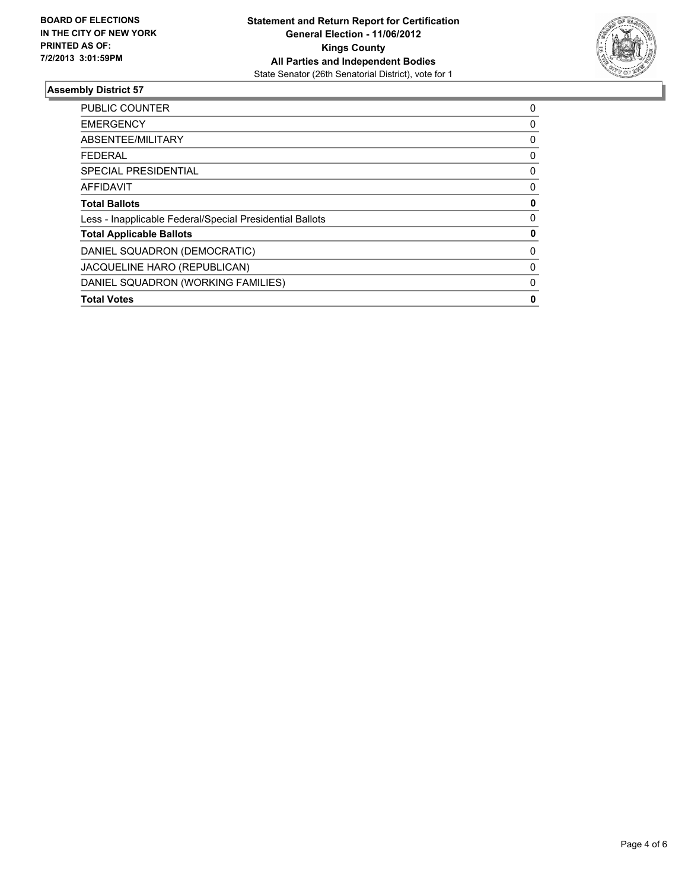**BOARD OF ELECTIONS IN THE CITY OF NEW YORK PRINTED AS OF: 7/2/2013 3:01:59PM**

**Statement and Return Report for Certification**
**General Election - 11/06/2012**
**Kings County**
**All Parties and Independent Bodies**
State Senator (26th Senatorial District), vote for 1

### Assembly District 57

| | |
|---|---|
| PUBLIC COUNTER | 0 |
| EMERGENCY | 0 |
| ABSENTEE/MILITARY | 0 |
| FEDERAL | 0 |
| SPECIAL PRESIDENTIAL | 0 |
| AFFIDAVIT | 0 |
| **Total Ballots** | **0** |
| Less - Inapplicable Federal/Special Presidential Ballots | 0 |
| **Total Applicable Ballots** | **0** |
| DANIEL SQUADRON (DEMOCRATIC) | 0 |
| JACQUELINE HARO (REPUBLICAN) | 0 |
| DANIEL SQUADRON (WORKING FAMILIES) | 0 |
| **Total Votes** | **0** |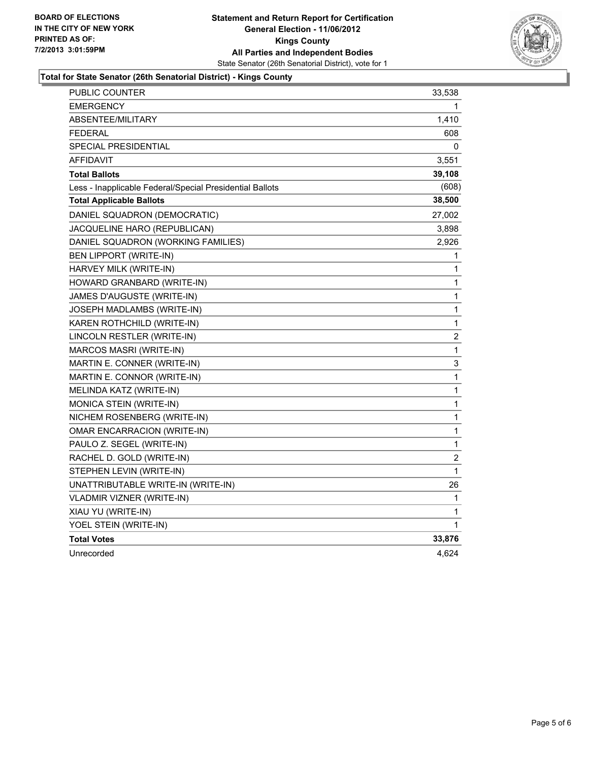**BOARD OF ELECTIONS IN THE CITY OF NEW YORK PRINTED AS OF: 7/2/2013 3:01:59PM**

# Statement and Return Report for Certification
## General Election - 11/06/2012
## Kings County
## All Parties and Independent Bodies
State Senator (26th Senatorial District), vote for 1

### Total for State Senator (26th Senatorial District) - Kings County

| | |
|---|---|
| PUBLIC COUNTER | 33,538 |
| EMERGENCY | 1 |
| ABSENTEE/MILITARY | 1,410 |
| FEDERAL | 608 |
| SPECIAL PRESIDENTIAL | 0 |
| AFFIDAVIT | 3,551 |
| **Total Ballots** | **39,108** |
| Less - Inapplicable Federal/Special Presidential Ballots | (608) |
| **Total Applicable Ballots** | **38,500** |
| DANIEL SQUADRON (DEMOCRATIC) | 27,002 |
| JACQUELINE HARO (REPUBLICAN) | 3,898 |
| DANIEL SQUADRON (WORKING FAMILIES) | 2,926 |
| BEN LIPPORT (WRITE-IN) | 1 |
| HARVEY MILK (WRITE-IN) | 1 |
| HOWARD GRANBARD (WRITE-IN) | 1 |
| JAMES D'AUGUSTE (WRITE-IN) | 1 |
| JOSEPH MADLAMBS (WRITE-IN) | 1 |
| KAREN ROTHCHILD (WRITE-IN) | 1 |
| LINCOLN RESTLER (WRITE-IN) | 2 |
| MARCOS MASRI (WRITE-IN) | 1 |
| MARTIN E. CONNER (WRITE-IN) | 3 |
| MARTIN E. CONNOR (WRITE-IN) | 1 |
| MELINDA KATZ (WRITE-IN) | 1 |
| MONICA STEIN (WRITE-IN) | 1 |
| NICHEM ROSENBERG (WRITE-IN) | 1 |
| OMAR ENCARRACION (WRITE-IN) | 1 |
| PAULO Z. SEGEL (WRITE-IN) | 1 |
| RACHEL D. GOLD (WRITE-IN) | 2 |
| STEPHEN LEVIN (WRITE-IN) | 1 |
| UNATTRIBUTABLE WRITE-IN (WRITE-IN) | 26 |
| VLADMIR VIZNER (WRITE-IN) | 1 |
| XIAU YU (WRITE-IN) | 1 |
| YOEL STEIN (WRITE-IN) | 1 |
| **Total Votes** | **33,876** |
| Unrecorded | 4,624 |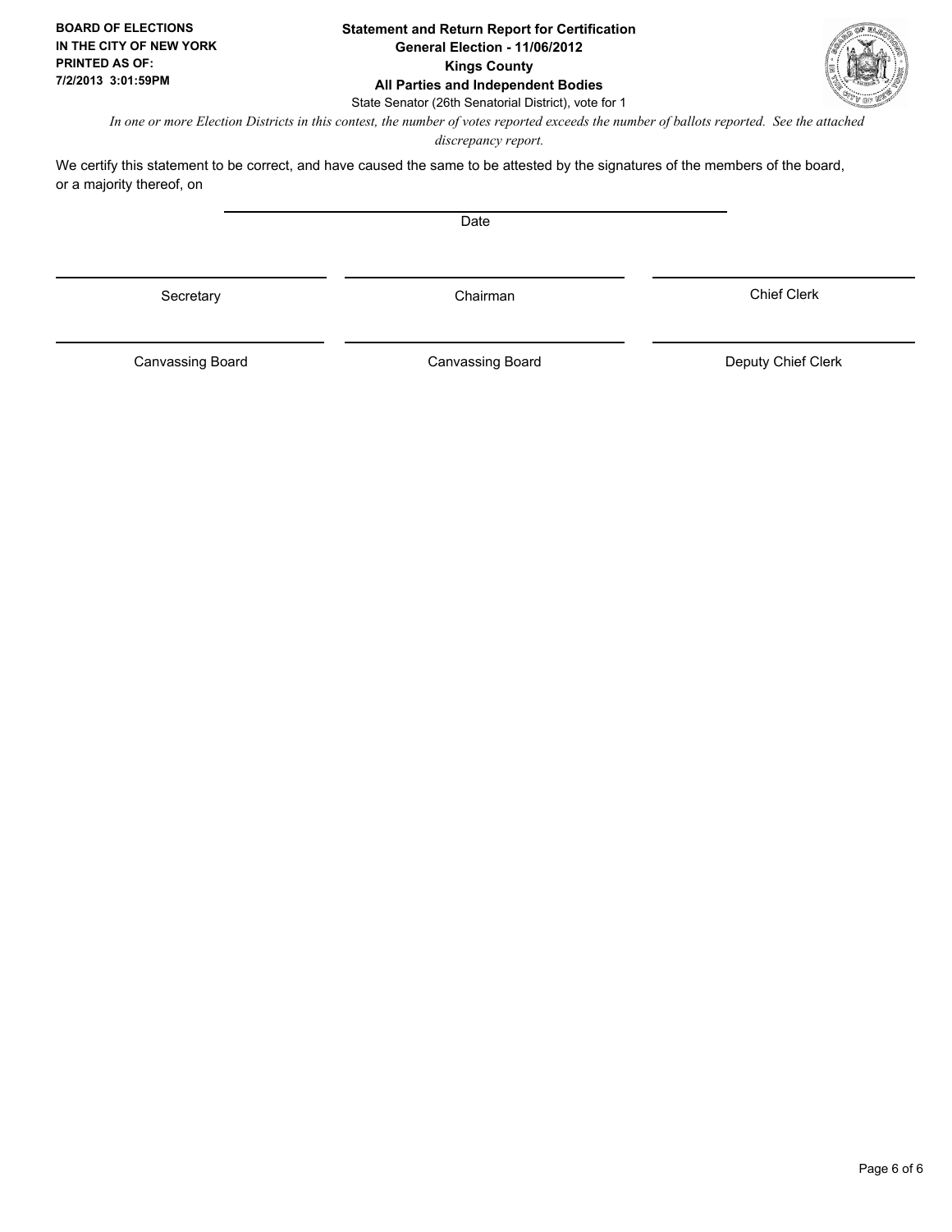**BOARD OF ELECTIONS**
**IN THE CITY OF NEW YORK**
**PRINTED AS OF:**
**7/2/2013 3:01:59PM**

**Statement and Return Report for Certification**
**General Election - 11/06/2012**
**Kings County**
**All Parties and Independent Bodies**
State Senator (26th Senatorial District), vote for 1

*In one or more Election Districts in this contest, the number of votes reported exceeds the number of ballots reported. See the attached discrepancy report.*

We certify this statement to be correct, and have caused the same to be attested by the signatures of the members of the board, or a majority thereof, on

Date

Secretary

Chairman

Chief Clerk

Canvassing Board

Canvassing Board

Deputy Chief Clerk